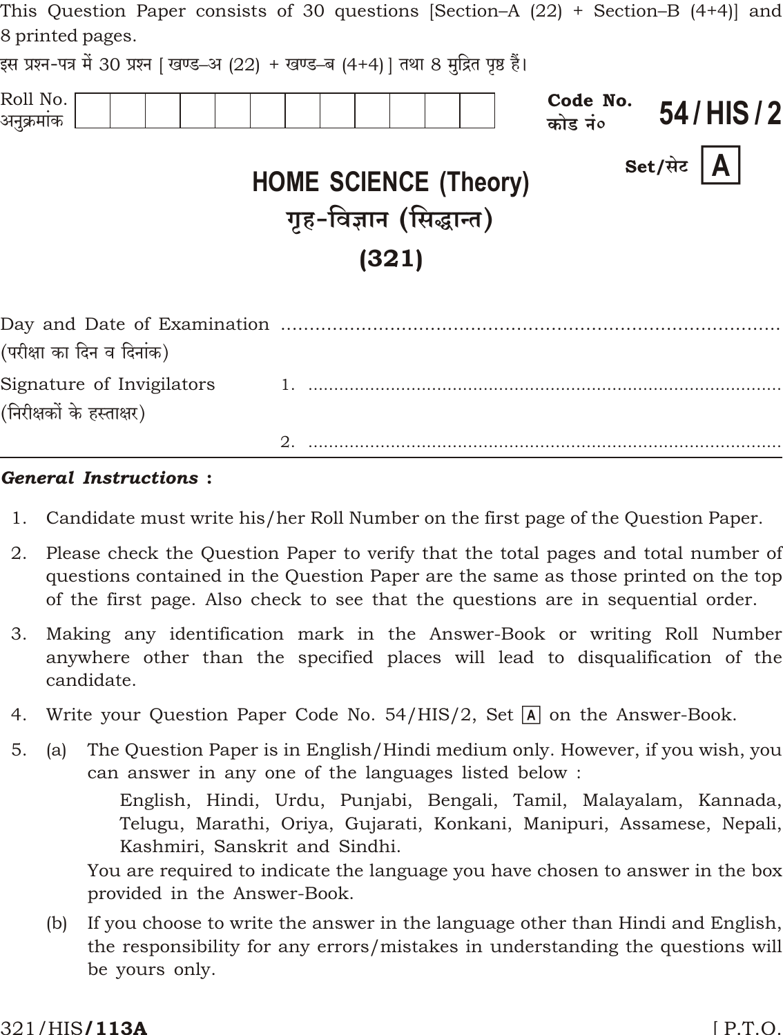This Question Paper consists of 30 questions [Section–A (22) + Section–B (4+4)] and 8 printed pages.

इस प्रश्न-पत्र में 30 प्रश्न [ खण्ड–अ (22) + खण्ड–ब (4+4) ] तथा 8 मुद्रित पृष्ठ हैं।

Roll No. / अनुक्रमांक

Code No. / कोड नं० **54 / HIS / 2**

Set/सेट **A**

# HOME SCIENCE (Theory)

# गृह-विज्ञान (सिद्धान्त)

# (321)

Day and Date of Examination ..........................................................................
(परीक्षा का दिन व दिनांक)

Signature of Invigilators 1. ..........................................................................
(निरीक्षकों के हस्ताक्षर)

2. ..........................................................................

***General Instructions :***

1. Candidate must write his/her Roll Number on the first page of the Question Paper.
2. Please check the Question Paper to verify that the total pages and total number of questions contained in the Question Paper are the same as those printed on the top of the first page. Also check to see that the questions are in sequential order.
3. Making any identification mark in the Answer-Book or writing Roll Number anywhere other than the specified places will lead to disqualification of the candidate.
4. Write your Question Paper Code No. 54/HIS/2, Set A on the Answer-Book.
5. (a) The Question Paper is in English/Hindi medium only. However, if you wish, you can answer in any one of the languages listed below :

   English, Hindi, Urdu, Punjabi, Bengali, Tamil, Malayalam, Kannada, Telugu, Marathi, Oriya, Gujarati, Konkani, Manipuri, Assamese, Nepali, Kashmiri, Sanskrit and Sindhi.

   You are required to indicate the language you have chosen to answer in the box provided in the Answer-Book.

   (b) If you choose to write the answer in the language other than Hindi and English, the responsibility for any errors/mistakes in understanding the questions will be yours only.

321/HIS/**113A**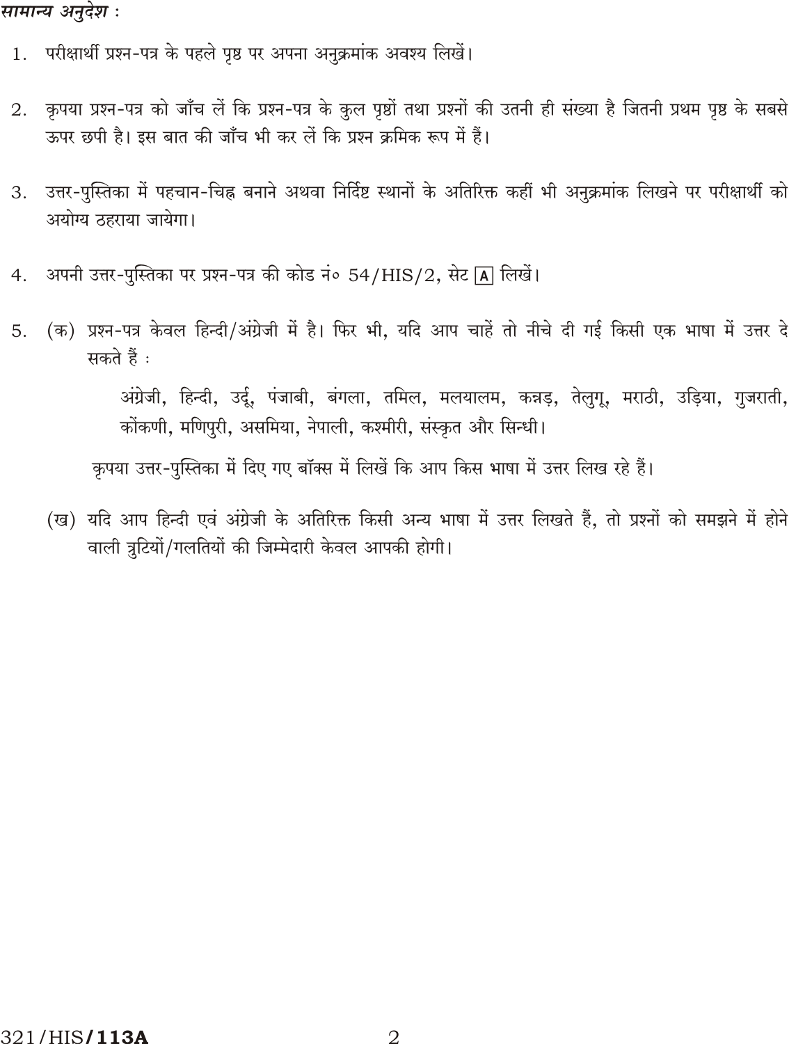*सामान्य अनुदेश :*

1. परीक्षार्थी प्रश्न-पत्र के पहले पृष्ठ पर अपना अनुक्रमांक अवश्य लिखें।

2. कृपया प्रश्न-पत्र को जाँच लें कि प्रश्न-पत्र के कुल पृष्ठों तथा प्रश्नों की उतनी ही संख्या है जितनी प्रथम पृष्ठ के सबसे ऊपर छपी है। इस बात की जाँच भी कर लें कि प्रश्न क्रमिक रूप में हैं।

3. उत्तर-पुस्तिका में पहचान-चिह्न बनाने अथवा निर्दिष्ट स्थानों के अतिरिक्त कहीं भी अनुक्रमांक लिखने पर परीक्षार्थी को अयोग्य ठहराया जायेगा।

4. अपनी उत्तर-पुस्तिका पर प्रश्न-पत्र की कोड नं० 54/HIS/2, सेट [A] लिखें।

5. (क) प्रश्न-पत्र केवल हिन्दी/अंग्रेजी में है। फिर भी, यदि आप चाहें तो नीचे दी गई किसी एक भाषा में उत्तर दे सकते हैं :

   अंग्रेजी, हिन्दी, उर्दू, पंजाबी, बंगला, तमिल, मलयालम, कन्नड़, तेलुगू, मराठी, उड़िया, गुजराती, कोंकणी, मणिपुरी, असमिया, नेपाली, कश्मीरी, संस्कृत और सिन्धी।

   कृपया उत्तर-पुस्तिका में दिए गए बॉक्स में लिखें कि आप किस भाषा में उत्तर लिख रहे हैं।

   (ख) यदि आप हिन्दी एवं अंग्रेजी के अतिरिक्त किसी अन्य भाषा में उत्तर लिखते हैं, तो प्रश्नों को समझने में होने वाली त्रुटियों/गलतियों की जिम्मेदारी केवल आपकी होगी।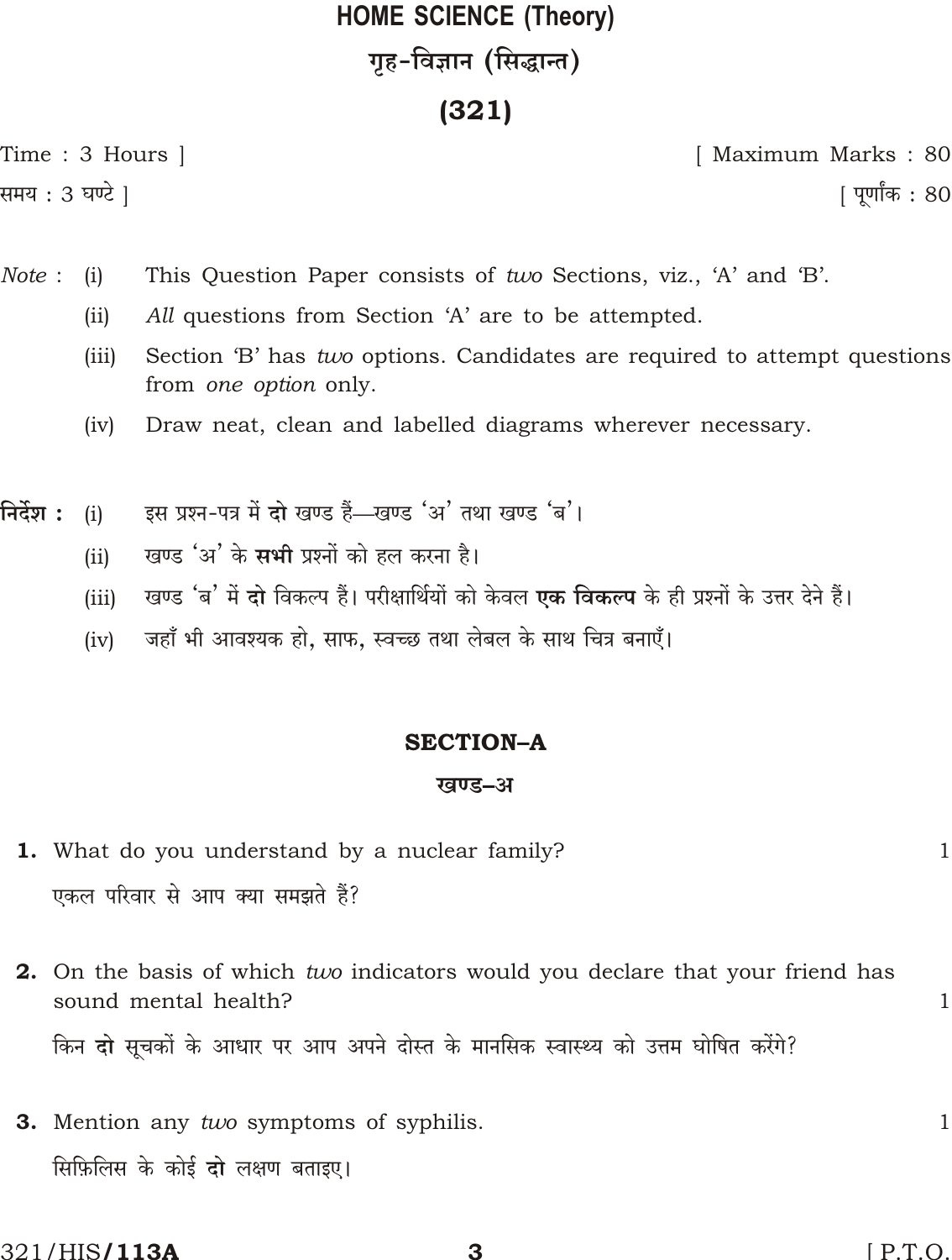# HOME SCIENCE (Theory)

# गृह-विज्ञान (सिद्धान्त)

# (321)

Time : 3 Hours ] [ Maximum Marks : 80

समय : 3 घण्टे ] [ पूर्णांक : 80

*Note* : (i) This Question Paper consists of *two* Sections, viz., 'A' and 'B'.

(ii) *All* questions from Section 'A' are to be attempted.

(iii) Section 'B' has *two* options. Candidates are required to attempt questions from *one option* only.

(iv) Draw neat, clean and labelled diagrams wherever necessary.

**निर्देश :** (i) इस प्रश्न-पत्र में **दो** खण्ड हैं—खण्ड 'अ' तथा खण्ड 'ब'।

(ii) खण्ड 'अ' के **सभी** प्रश्नों को हल करना है।

(iii) खण्ड 'ब' में **दो** विकल्प हैं। परीक्षार्थियों को केवल **एक विकल्प** के ही प्रश्नों के उत्तर देने हैं।

(iv) जहाँ भी आवश्यक हो, साफ, स्वच्छ तथा लेबल के साथ चित्र बनाएँ।

## SECTION–A

## खण्ड–अ

**1.** What do you understand by a nuclear family? 1

एकल परिवार से आप क्या समझते हैं?

**2.** On the basis of which *two* indicators would you declare that your friend has sound mental health? 1

किन **दो** सूचकों के आधार पर आप अपने दोस्त के मानसिक स्वास्थ्य को उत्तम घोषित करेंगे?

**3.** Mention any *two* symptoms of syphilis. 1

सिफ़िलिस के कोई **दो** लक्षण बताइए।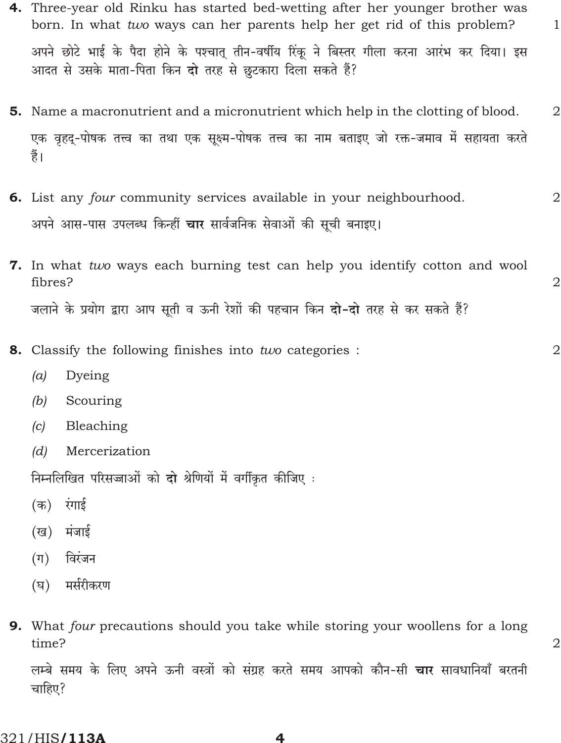**4.** Three-year old Rinku has started bed-wetting after her younger brother was born. In what *two* ways can her parents help her get rid of this problem? 1

अपने छोटे भाई के पैदा होने के पश्चात् तीन-वर्षीय रिंकू ने बिस्तर गीला करना आरंभ कर दिया। इस आदत से उसके माता-पिता किन **दो** तरह से छुटकारा दिला सकते हैं?

**5.** Name a macronutrient and a micronutrient which help in the clotting of blood. 2

एक वृहद्-पोषक तत्त्व का तथा एक सूक्ष्म-पोषक तत्त्व का नाम बताइए जो रक्त-जमाव में सहायता करते हैं।

**6.** List any *four* community services available in your neighbourhood. 2

अपने आस-पास उपलब्ध किन्हीं **चार** सार्वजनिक सेवाओं की सूची बनाइए।

**7.** In what *two* ways each burning test can help you identify cotton and wool fibres? 2

जलाने के प्रयोग द्वारा आप सूती व ऊनी रेशों की पहचान किन **दो-दो** तरह से कर सकते हैं?

**8.** Classify the following finishes into *two* categories : 2

*(a)* Dyeing

*(b)* Scouring

*(c)* Bleaching

*(d)* Mercerization

निम्नलिखित परिसज्जाओं को **दो** श्रेणियों में वर्गीकृत कीजिए :

(क) रंगाई

(ख) मंजाई

(ग) विरंजन

(घ) मर्सरीकरण

**9.** What *four* precautions should you take while storing your woollens for a long time? 2

लम्बे समय के लिए अपने ऊनी वस्त्रों को संग्रह करते समय आपको कौन-सी **चार** सावधानियाँ बरतनी चाहिए?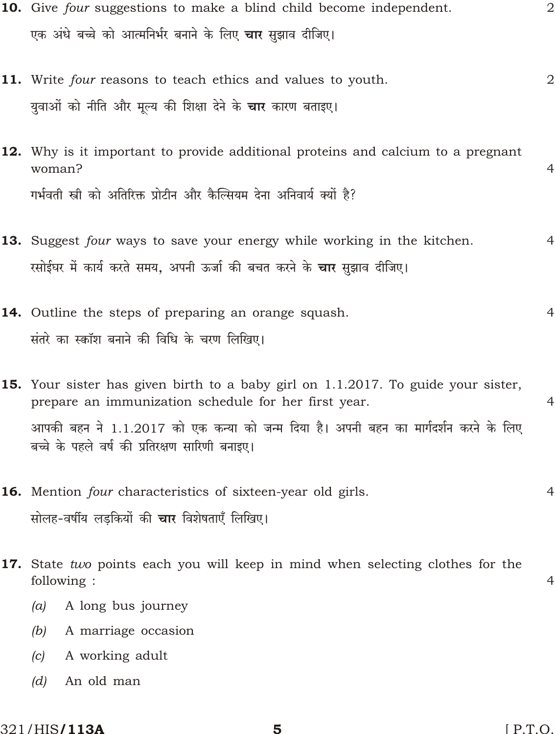**10.** Give *four* suggestions to make a blind child become independent. 2

एक अंधे बच्चे को आत्मनिर्भर बनाने के लिए **चार** सुझाव दीजिए।

**11.** Write *four* reasons to teach ethics and values to youth. 2

युवाओं को नीति और मूल्य की शिक्षा देने के **चार** कारण बताइए।

**12.** Why is it important to provide additional proteins and calcium to a pregnant woman? 4

गर्भवती स्त्री को अतिरिक्त प्रोटीन और कैल्सियम देना अनिवार्य क्यों है?

**13.** Suggest *four* ways to save your energy while working in the kitchen. 4

रसोईघर में कार्य करते समय, अपनी ऊर्जा की बचत करने के **चार** सुझाव दीजिए।

**14.** Outline the steps of preparing an orange squash. 4

संतरे का स्क्वॉश बनाने की विधि के चरण लिखिए।

**15.** Your sister has given birth to a baby girl on 1.1.2017. To guide your sister, prepare an immunization schedule for her first year. 4

आपकी बहन ने 1.1.2017 को एक कन्या को जन्म दिया है। अपनी बहन का मार्गदर्शन करने के लिए बच्चे के पहले वर्ष की प्रतिरक्षण सारिणी बनाइए।

**16.** Mention *four* characteristics of sixteen-year old girls. 4

सोलह-वर्षीय लड़कियों की **चार** विशेषताएँ लिखिए।

**17.** State *two* points each you will keep in mind when selecting clothes for the following : 4

(*a*) A long bus journey

(*b*) A marriage occasion

(*c*) A working adult

(*d*) An old man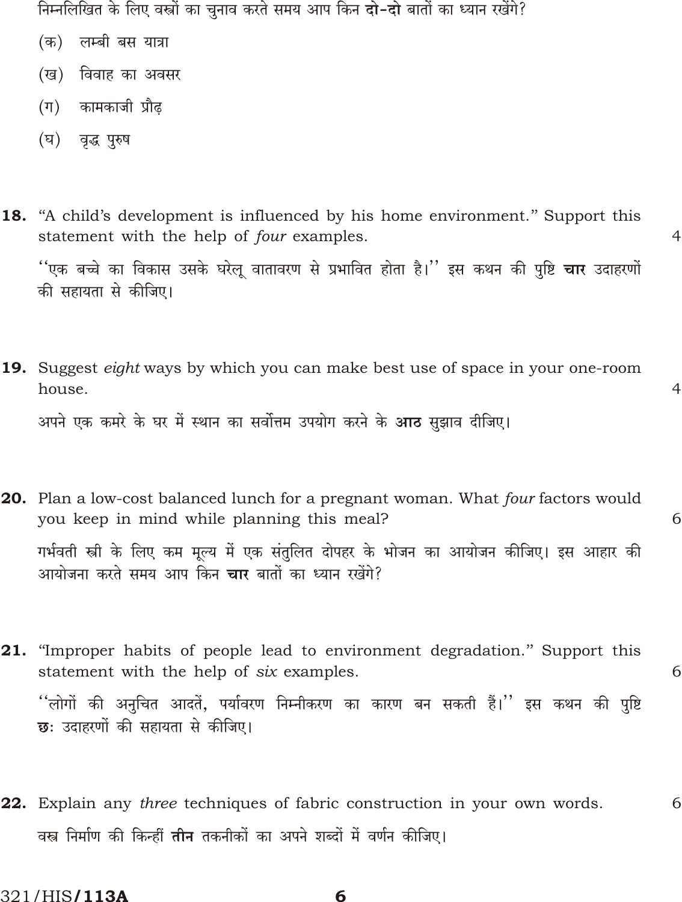निम्नलिखित के लिए वस्त्रों का चुनाव करते समय आप किन **दो-दो** बातों का ध्यान रखेंगे?

(क) लम्बी बस यात्रा

(ख) विवाह का अवसर

(ग) कामकाजी प्रौढ़

(घ) वृद्ध पुरुष

**18.** "A child's development is influenced by his home environment." Support this statement with the help of *four* examples. 4

''एक बच्चे का विकास उसके घरेलू वातावरण से प्रभावित होता है।'' इस कथन की पुष्टि **चार** उदाहरणों की सहायता से कीजिए।

**19.** Suggest *eight* ways by which you can make best use of space in your one-room house. 4

अपने एक कमरे के घर में स्थान का सर्वोत्तम उपयोग करने के **आठ** सुझाव दीजिए।

**20.** Plan a low-cost balanced lunch for a pregnant woman. What *four* factors would you keep in mind while planning this meal? 6

गर्भवती स्त्री के लिए कम मूल्य में एक संतुलित दोपहर के भोजन का आयोजन कीजिए। इस आहार की आयोजना करते समय आप किन **चार** बातों का ध्यान रखेंगे?

**21.** "Improper habits of people lead to environment degradation." Support this statement with the help of *six* examples. 6

''लोगों की अनुचित आदतें, पर्यावरण निम्नीकरण का कारण बन सकती हैं।'' इस कथन की पुष्टि **छः** उदाहरणों की सहायता से कीजिए।

**22.** Explain any *three* techniques of fabric construction in your own words. 6

वस्त्र निर्माण की किन्हीं **तीन** तकनीकों का अपने शब्दों में वर्णन कीजिए।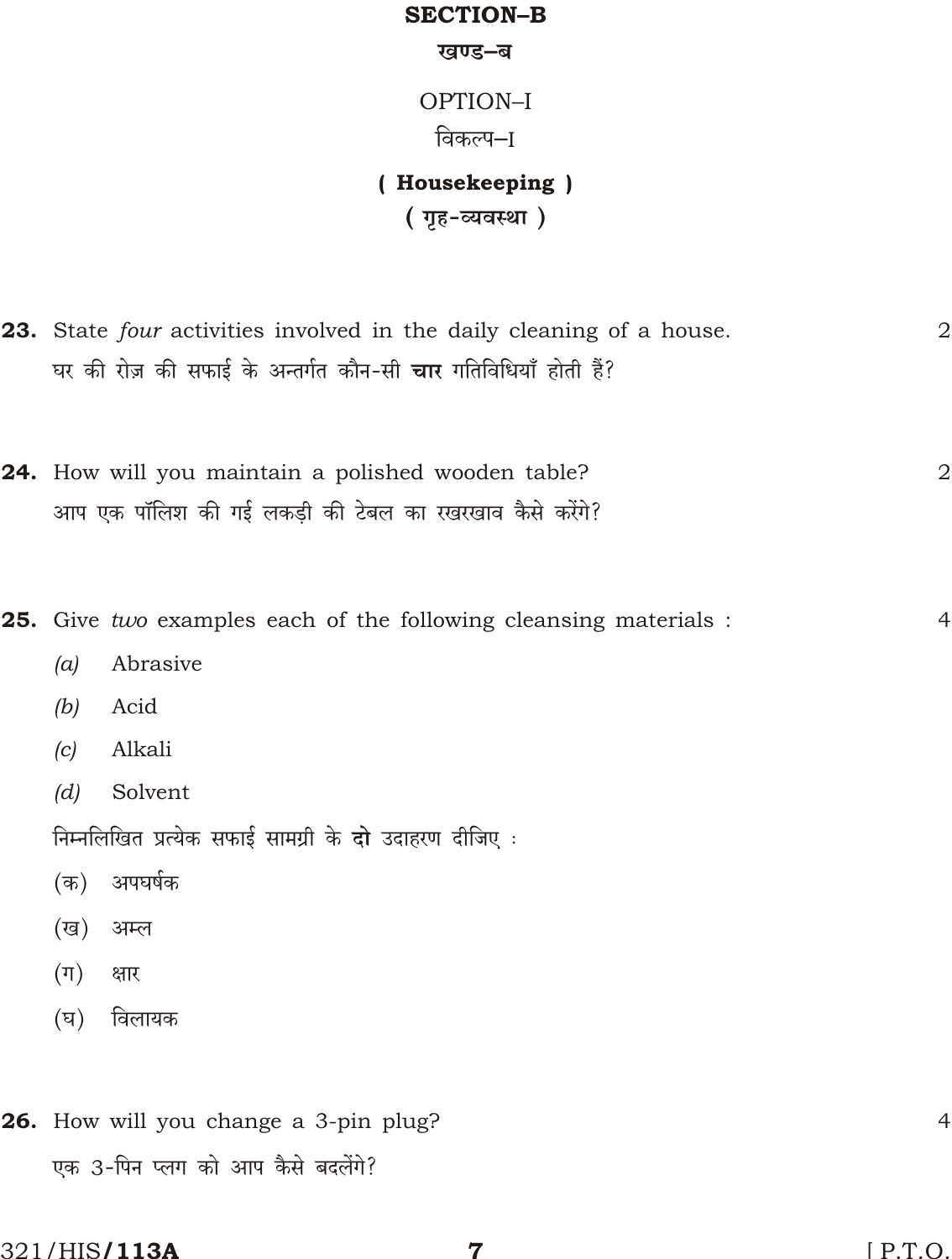## SECTION–B

## खण्ड–ब

### OPTION–I

### विकल्प–I

### ( Housekeeping )

### ( गृह-व्यवस्था )

**23.** State *four* activities involved in the daily cleaning of a house. 2

घर की रोज़ की सफाई के अन्तर्गत कौन-सी **चार** गतिविधियाँ होती हैं?

**24.** How will you maintain a polished wooden table? 2

आप एक पॉलिश की गई लकड़ी की टेबल का रखरखाव कैसे करेंगे?

**25.** Give *two* examples each of the following cleansing materials : 4

*(a)* Abrasive

*(b)* Acid

*(c)* Alkali

*(d)* Solvent

निम्नलिखित प्रत्येक सफाई सामग्री के **दो** उदाहरण दीजिए :

(क) अपघर्षक

(ख) अम्ल

(ग) क्षार

(घ) विलायक

**26.** How will you change a 3-pin plug? 4

एक 3-पिन प्लग को आप कैसे बदलेंगे?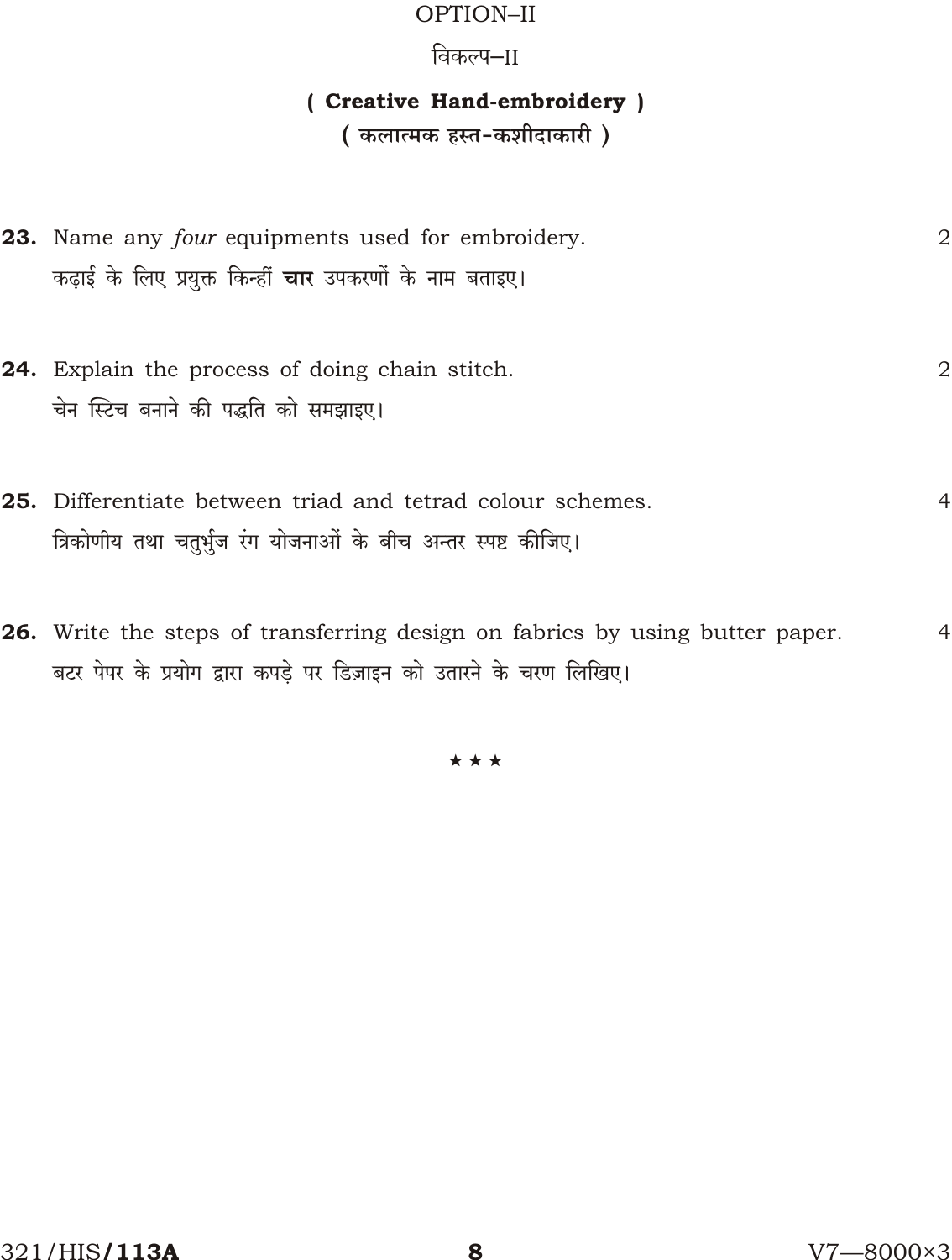OPTION–II

विकल्प–II

**( Creative Hand-embroidery )**

**( कलात्मक हस्त-कशीदाकारी )**

**23.** Name any *four* equipments used for embroidery. 2

कढ़ाई के लिए प्रयुक्त किन्हीं **चार** उपकरणों के नाम बताइए।

**24.** Explain the process of doing chain stitch. 2

चेन स्टिच बनाने की पद्धति को समझाइए।

**25.** Differentiate between triad and tetrad colour schemes. 4

त्रिकोणीय तथा चतुर्भुज रंग योजनाओं के बीच अन्तर स्पष्ट कीजिए।

**26.** Write the steps of transferring design on fabrics by using butter paper. 4

बटर पेपर के प्रयोग द्वारा कपड़े पर डिज़ाइन को उतारने के चरण लिखिए।

★ ★ ★

321/HIS/**113A** V7—8000×3